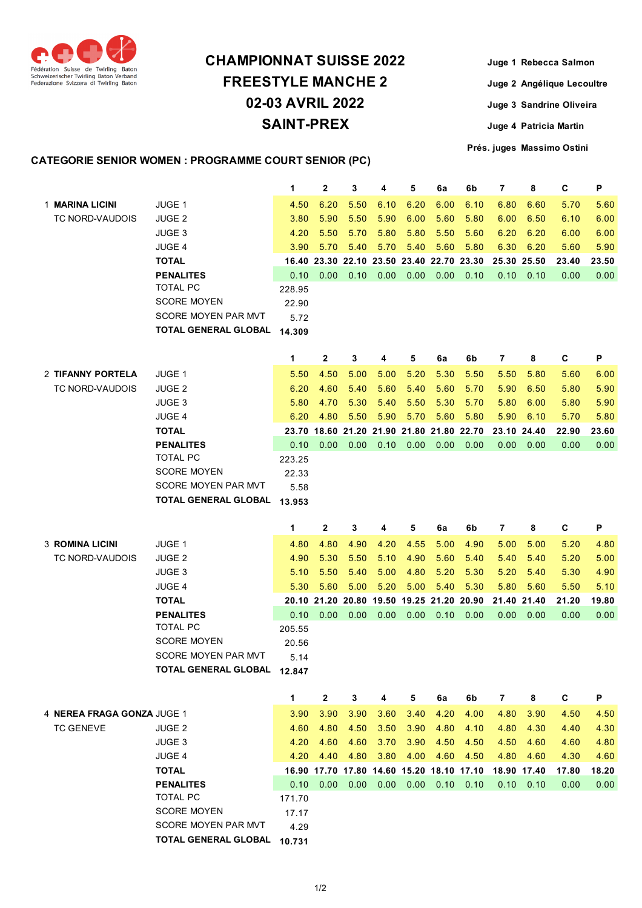Fédération Suisse de Twirling Baton
Schweizerischer Twirling Baton Verband
Federazione Svizzera di Twirling Baton

# CHAMPIONNAT SUISSE 2022
# FREESTYLE MANCHE 2
# 02-03 AVRIL 2022
# SAINT-PREX

Juge 1 Rebecca Salmon
Juge 2 Angélique Lecoultre
Juge 3 Sandrine Oliveira
Juge 4 Patricia Martin
Prés. juges Massimo Ostini

## CATEGORIE SENIOR WOMEN : PROGRAMME COURT SENIOR (PC)

| | | | 1 | 2 | 3 | 4 | 5 | 6a | 6b | 7 | 8 | C | P |
|---|---|---|---|---|---|---|---|---|---|---|---|---|---|
| 1 | **MARINA LICINI** | JUGE 1 | 4.50 | 6.20 | 5.50 | 6.10 | 6.20 | 6.00 | 6.10 | 6.80 | 6.60 | 5.70 | 5.60 |
| | TC NORD-VAUDOIS | JUGE 2 | 3.80 | 5.90 | 5.50 | 5.90 | 6.00 | 5.60 | 5.80 | 6.00 | 6.50 | 6.10 | 6.00 |
| | | JUGE 3 | 4.20 | 5.50 | 5.70 | 5.80 | 5.80 | 5.50 | 5.60 | 6.20 | 6.20 | 6.00 | 6.00 |
| | | JUGE 4 | 3.90 | 5.70 | 5.40 | 5.70 | 5.40 | 5.60 | 5.80 | 6.30 | 6.20 | 5.60 | 5.90 |
| | | **TOTAL** | **16.40** | **23.30** | **22.10** | **23.50** | **23.40** | **22.70** | **23.30** | **25.30** | **25.50** | **23.40** | **23.50** |
| | | **PENALITES** | 0.10 | 0.00 | 0.10 | 0.00 | 0.00 | 0.00 | 0.10 | 0.10 | 0.10 | 0.00 | 0.00 |
| | | TOTAL PC | 228.95 | | | | | | | | | | |
| | | SCORE MOYEN | 22.90 | | | | | | | | | | |
| | | SCORE MOYEN PAR MVT | 5.72 | | | | | | | | | | |
| | | **TOTAL GENERAL GLOBAL** | **14.309** | | | | | | | | | | |

| | | | 1 | 2 | 3 | 4 | 5 | 6a | 6b | 7 | 8 | C | P |
|---|---|---|---|---|---|---|---|---|---|---|---|---|---|
| 2 | **TIFANNY PORTELA** | JUGE 1 | 5.50 | 4.50 | 5.00 | 5.00 | 5.20 | 5.30 | 5.50 | 5.50 | 5.80 | 5.60 | 6.00 |
| | TC NORD-VAUDOIS | JUGE 2 | 6.20 | 4.60 | 5.40 | 5.60 | 5.40 | 5.60 | 5.70 | 5.90 | 6.50 | 5.80 | 5.90 |
| | | JUGE 3 | 5.80 | 4.70 | 5.30 | 5.40 | 5.50 | 5.30 | 5.70 | 5.80 | 6.00 | 5.80 | 5.90 |
| | | JUGE 4 | 6.20 | 4.80 | 5.50 | 5.90 | 5.70 | 5.60 | 5.80 | 5.90 | 6.10 | 5.70 | 5.80 |
| | | **TOTAL** | **23.70** | **18.60** | **21.20** | **21.90** | **21.80** | **21.80** | **22.70** | **23.10** | **24.40** | **22.90** | **23.60** |
| | | **PENALITES** | 0.10 | 0.00 | 0.00 | 0.10 | 0.00 | 0.00 | 0.00 | 0.00 | 0.00 | 0.00 | 0.00 |
| | | TOTAL PC | 223.25 | | | | | | | | | | |
| | | SCORE MOYEN | 22.33 | | | | | | | | | | |
| | | SCORE MOYEN PAR MVT | 5.58 | | | | | | | | | | |
| | | **TOTAL GENERAL GLOBAL** | **13.953** | | | | | | | | | | |

| | | | 1 | 2 | 3 | 4 | 5 | 6a | 6b | 7 | 8 | C | P |
|---|---|---|---|---|---|---|---|---|---|---|---|---|---|
| 3 | **ROMINA LICINI** | JUGE 1 | 4.80 | 4.80 | 4.90 | 4.20 | 4.55 | 5.00 | 4.90 | 5.00 | 5.00 | 5.20 | 4.80 |
| | TC NORD-VAUDOIS | JUGE 2 | 4.90 | 5.30 | 5.50 | 5.10 | 4.90 | 5.60 | 5.40 | 5.40 | 5.40 | 5.20 | 5.00 |
| | | JUGE 3 | 5.10 | 5.50 | 5.40 | 5.00 | 4.80 | 5.20 | 5.30 | 5.20 | 5.40 | 5.30 | 4.90 |
| | | JUGE 4 | 5.30 | 5.60 | 5.00 | 5.20 | 5.00 | 5.40 | 5.30 | 5.80 | 5.60 | 5.50 | 5.10 |
| | | **TOTAL** | **20.10** | **21.20** | **20.80** | **19.50** | **19.25** | **21.20** | **20.90** | **21.40** | **21.40** | **21.20** | **19.80** |
| | | **PENALITES** | 0.10 | 0.00 | 0.00 | 0.00 | 0.00 | 0.10 | 0.00 | 0.00 | 0.00 | 0.00 | 0.00 |
| | | TOTAL PC | 205.55 | | | | | | | | | | |
| | | SCORE MOYEN | 20.56 | | | | | | | | | | |
| | | SCORE MOYEN PAR MVT | 5.14 | | | | | | | | | | |
| | | **TOTAL GENERAL GLOBAL** | **12.847** | | | | | | | | | | |

| | | | 1 | 2 | 3 | 4 | 5 | 6a | 6b | 7 | 8 | C | P |
|---|---|---|---|---|---|---|---|---|---|---|---|---|---|
| 4 | **NEREA FRAGA GONZA** | JUGE 1 | 3.90 | 3.90 | 3.90 | 3.60 | 3.40 | 4.20 | 4.00 | 4.80 | 3.90 | 4.50 | 4.50 |
| | TC GENEVE | JUGE 2 | 4.60 | 4.80 | 4.50 | 3.50 | 3.90 | 4.80 | 4.10 | 4.80 | 4.30 | 4.40 | 4.30 |
| | | JUGE 3 | 4.20 | 4.60 | 4.60 | 3.70 | 3.90 | 4.50 | 4.50 | 4.50 | 4.60 | 4.60 | 4.80 |
| | | JUGE 4 | 4.20 | 4.40 | 4.80 | 3.80 | 4.00 | 4.60 | 4.50 | 4.80 | 4.60 | 4.30 | 4.60 |
| | | **TOTAL** | **16.90** | **17.70** | **17.80** | **14.60** | **15.20** | **18.10** | **17.10** | **18.90** | **17.40** | **17.80** | **18.20** |
| | | **PENALITES** | 0.10 | 0.00 | 0.00 | 0.00 | 0.00 | 0.10 | 0.10 | 0.10 | 0.10 | 0.00 | 0.00 |
| | | TOTAL PC | 171.70 | | | | | | | | | | |
| | | SCORE MOYEN | 17.17 | | | | | | | | | | |
| | | SCORE MOYEN PAR MVT | 4.29 | | | | | | | | | | |
| | | **TOTAL GENERAL GLOBAL** | **10.731** | | | | | | | | | | |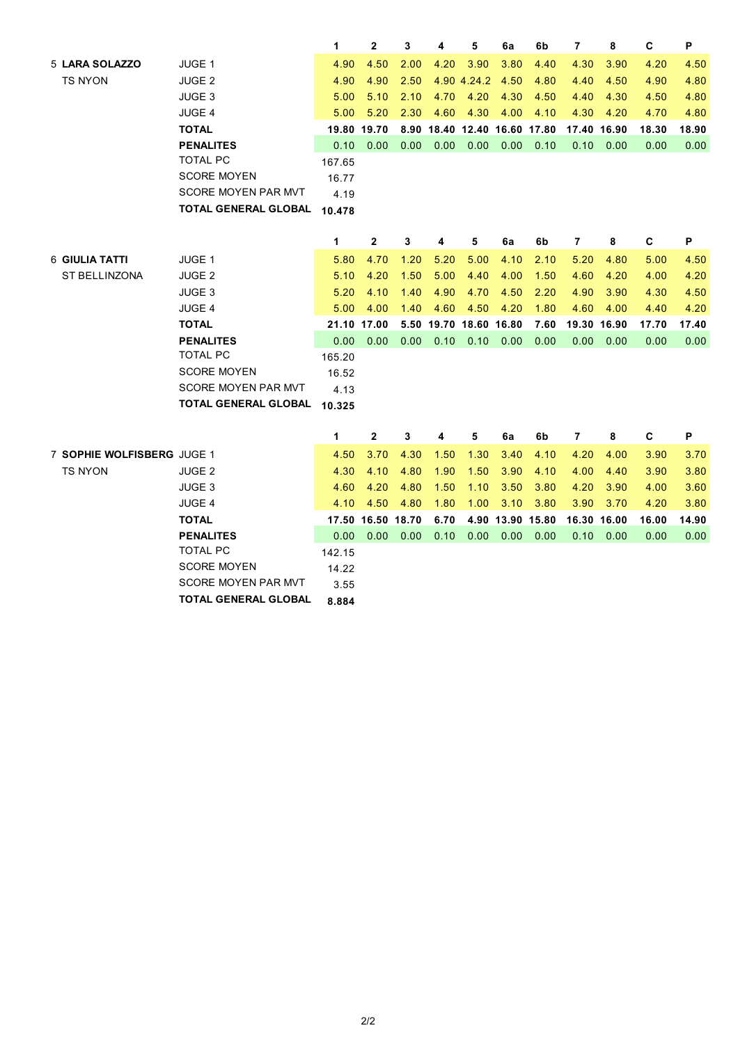| | | 1 | 2 | 3 | 4 | 5 | 6a | 6b | 7 | 8 | C | P |
|---|---|---|---|---|---|---|---|---|---|---|---|---|
| 5 **LARA SOLAZZO** | JUGE 1 | 4.90 | 4.50 | 2.00 | 4.20 | 3.90 | 3.80 | 4.40 | 4.30 | 3.90 | 4.20 | 4.50 |
| TS NYON | JUGE 2 | 4.90 | 4.90 | 2.50 | 4.90 | 4.24.2 | 4.50 | 4.80 | 4.40 | 4.50 | 4.90 | 4.80 |
| | JUGE 3 | 5.00 | 5.10 | 2.10 | 4.70 | 4.20 | 4.30 | 4.50 | 4.40 | 4.30 | 4.50 | 4.80 |
| | JUGE 4 | 5.00 | 5.20 | 2.30 | 4.60 | 4.30 | 4.00 | 4.10 | 4.30 | 4.20 | 4.70 | 4.80 |
| | **TOTAL** | **19.80** | **19.70** | **8.90** | **18.40** | **12.40** | **16.60** | **17.80** | **17.40** | **16.90** | **18.30** | **18.90** |
| | **PENALITES** | 0.10 | 0.00 | 0.00 | 0.00 | 0.00 | 0.00 | 0.10 | 0.10 | 0.00 | 0.00 | 0.00 |
| | TOTAL PC | 167.65 | | | | | | | | | | |
| | SCORE MOYEN | 16.77 | | | | | | | | | | |
| | SCORE MOYEN PAR MVT | 4.19 | | | | | | | | | | |
| | **TOTAL GENERAL GLOBAL** | **10.478** | | | | | | | | | | |

| | | 1 | 2 | 3 | 4 | 5 | 6a | 6b | 7 | 8 | C | P |
|---|---|---|---|---|---|---|---|---|---|---|---|---|
| 6 **GIULIA TATTI** | JUGE 1 | 5.80 | 4.70 | 1.20 | 5.20 | 5.00 | 4.10 | 2.10 | 5.20 | 4.80 | 5.00 | 4.50 |
| ST BELLINZONA | JUGE 2 | 5.10 | 4.20 | 1.50 | 5.00 | 4.40 | 4.00 | 1.50 | 4.60 | 4.20 | 4.00 | 4.20 |
| | JUGE 3 | 5.20 | 4.10 | 1.40 | 4.90 | 4.70 | 4.50 | 2.20 | 4.90 | 3.90 | 4.30 | 4.50 |
| | JUGE 4 | 5.00 | 4.00 | 1.40 | 4.60 | 4.50 | 4.20 | 1.80 | 4.60 | 4.00 | 4.40 | 4.20 |
| | **TOTAL** | **21.10** | **17.00** | **5.50** | **19.70** | **18.60** | **16.80** | **7.60** | **19.30** | **16.90** | **17.70** | **17.40** |
| | **PENALITES** | 0.00 | 0.00 | 0.00 | 0.10 | 0.10 | 0.00 | 0.00 | 0.00 | 0.00 | 0.00 | 0.00 |
| | TOTAL PC | 165.20 | | | | | | | | | | |
| | SCORE MOYEN | 16.52 | | | | | | | | | | |
| | SCORE MOYEN PAR MVT | 4.13 | | | | | | | | | | |
| | **TOTAL GENERAL GLOBAL** | **10.325** | | | | | | | | | | |

| | | 1 | 2 | 3 | 4 | 5 | 6a | 6b | 7 | 8 | C | P |
|---|---|---|---|---|---|---|---|---|---|---|---|---|
| 7 **SOPHIE WOLFISBERG** | JUGE 1 | 4.50 | 3.70 | 4.30 | 1.50 | 1.30 | 3.40 | 4.10 | 4.20 | 4.00 | 3.90 | 3.70 |
| TS NYON | JUGE 2 | 4.30 | 4.10 | 4.80 | 1.90 | 1.50 | 3.90 | 4.10 | 4.00 | 4.40 | 3.90 | 3.80 |
| | JUGE 3 | 4.60 | 4.20 | 4.80 | 1.50 | 1.10 | 3.50 | 3.80 | 4.20 | 3.90 | 4.00 | 3.60 |
| | JUGE 4 | 4.10 | 4.50 | 4.80 | 1.80 | 1.00 | 3.10 | 3.80 | 3.90 | 3.70 | 4.20 | 3.80 |
| | **TOTAL** | **17.50** | **16.50** | **18.70** | **6.70** | **4.90** | **13.90** | **15.80** | **16.30** | **16.00** | **16.00** | **14.90** |
| | **PENALITES** | 0.00 | 0.00 | 0.00 | 0.10 | 0.00 | 0.00 | 0.00 | 0.10 | 0.00 | 0.00 | 0.00 |
| | TOTAL PC | 142.15 | | | | | | | | | | |
| | SCORE MOYEN | 14.22 | | | | | | | | | | |
| | SCORE MOYEN PAR MVT | 3.55 | | | | | | | | | | |
| | **TOTAL GENERAL GLOBAL** | **8.884** | | | | | | | | | | |